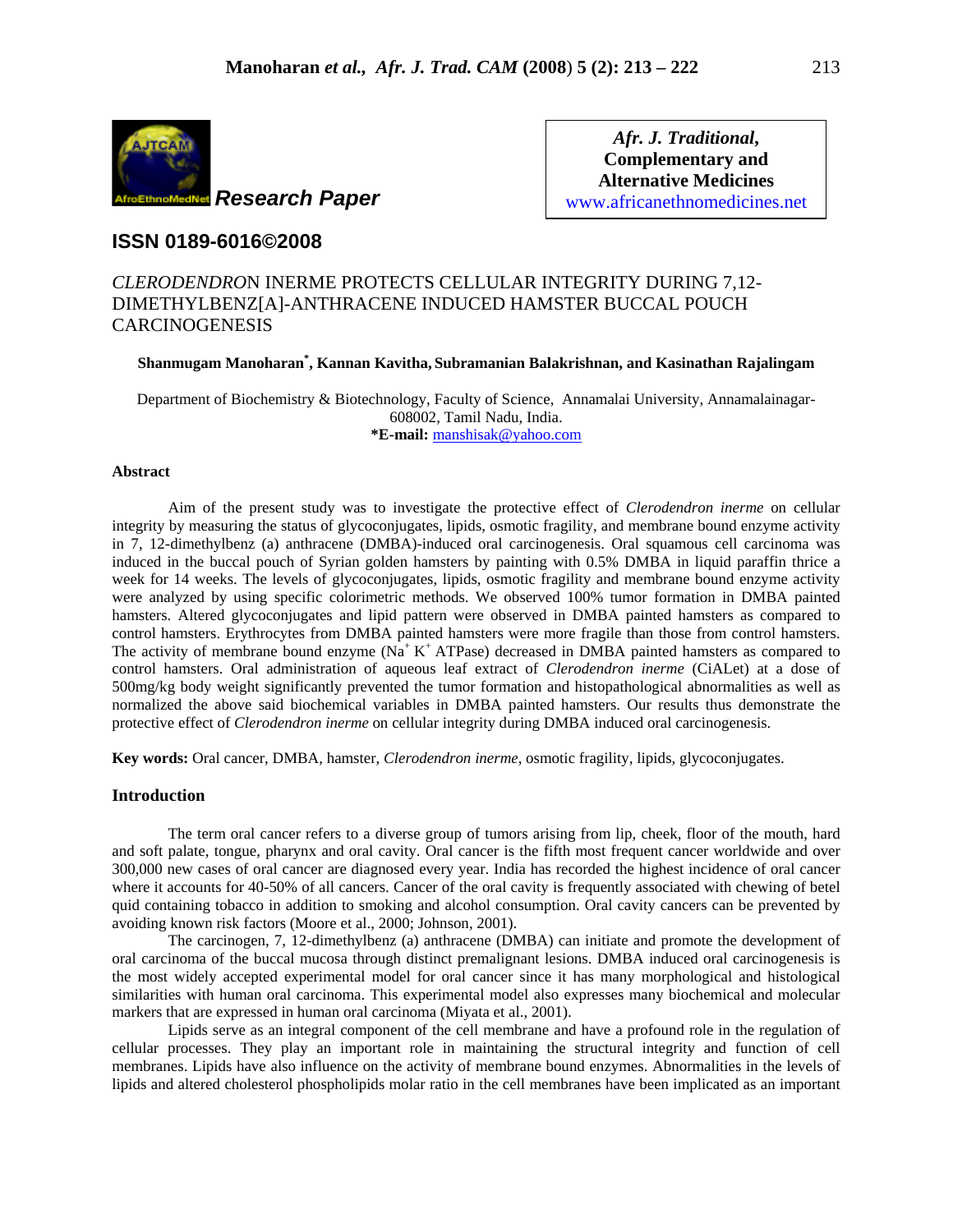Research Paper

Afr. J. Traditional, Complementary and Alternative Medicines
www.africanethnomedicines.net

**ISSN 0189-6016©2008**

# *CLERODENDRO*N INERME PROTECTS CELLULAR INTEGRITY DURING 7,12-DIMETHYLBENZ[A]-ANTHRACENE INDUCED HAMSTER BUCCAL POUCH CARCINOGENESIS

**Shanmugam Manoharan*, Kannan Kavitha, Subramanian Balakrishnan, and Kasinathan Rajalingam**

Department of Biochemistry & Biotechnology, Faculty of Science, Annamalai University, Annamalainagar-608002, Tamil Nadu, India.
***E-mail:** manshisak@yahoo.com

### Abstract

Aim of the present study was to investigate the protective effect of *Clerodendron inerme* on cellular integrity by measuring the status of glycoconjugates, lipids, osmotic fragility, and membrane bound enzyme activity in 7, 12-dimethylbenz (a) anthracene (DMBA)-induced oral carcinogenesis. Oral squamous cell carcinoma was induced in the buccal pouch of Syrian golden hamsters by painting with 0.5% DMBA in liquid paraffin thrice a week for 14 weeks. The levels of glycoconjugates, lipids, osmotic fragility and membrane bound enzyme activity were analyzed by using specific colorimetric methods. We observed 100% tumor formation in DMBA painted hamsters. Altered glycoconjugates and lipid pattern were observed in DMBA painted hamsters as compared to control hamsters. Erythrocytes from DMBA painted hamsters were more fragile than those from control hamsters. The activity of membrane bound enzyme ($Na^+$ $K^+$ ATPase) decreased in DMBA painted hamsters as compared to control hamsters. Oral administration of aqueous leaf extract of *Clerodendron inerme* (CiALet) at a dose of 500mg/kg body weight significantly prevented the tumor formation and histopathological abnormalities as well as normalized the above said biochemical variables in DMBA painted hamsters. Our results thus demonstrate the protective effect of *Clerodendron inerme* on cellular integrity during DMBA induced oral carcinogenesis.

**Key words:** Oral cancer, DMBA, hamster, *Clerodendron inerme*, osmotic fragility, lipids, glycoconjugates.

### Introduction

The term oral cancer refers to a diverse group of tumors arising from lip, cheek, floor of the mouth, hard and soft palate, tongue, pharynx and oral cavity. Oral cancer is the fifth most frequent cancer worldwide and over 300,000 new cases of oral cancer are diagnosed every year. India has recorded the highest incidence of oral cancer where it accounts for 40-50% of all cancers. Cancer of the oral cavity is frequently associated with chewing of betel quid containing tobacco in addition to smoking and alcohol consumption. Oral cavity cancers can be prevented by avoiding known risk factors (Moore et al., 2000; Johnson, 2001).

The carcinogen, 7, 12-dimethylbenz (a) anthracene (DMBA) can initiate and promote the development of oral carcinoma of the buccal mucosa through distinct premalignant lesions. DMBA induced oral carcinogenesis is the most widely accepted experimental model for oral cancer since it has many morphological and histological similarities with human oral carcinoma. This experimental model also expresses many biochemical and molecular markers that are expressed in human oral carcinoma (Miyata et al., 2001).

Lipids serve as an integral component of the cell membrane and have a profound role in the regulation of cellular processes. They play an important role in maintaining the structural integrity and function of cell membranes. Lipids have also influence on the activity of membrane bound enzymes. Abnormalities in the levels of lipids and altered cholesterol phospholipids molar ratio in the cell membranes have been implicated as an important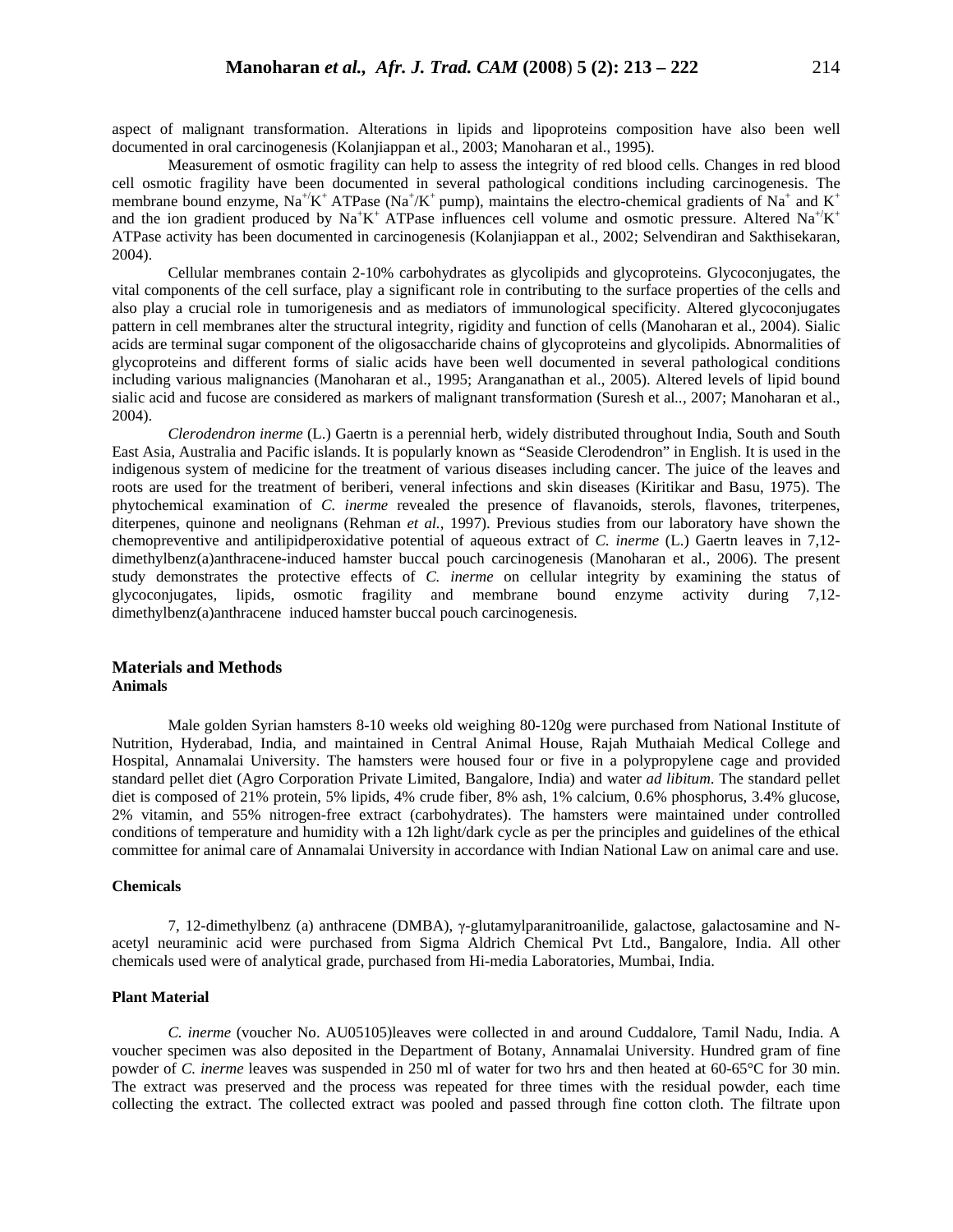aspect of malignant transformation. Alterations in lipids and lipoproteins composition have also been well documented in oral carcinogenesis (Kolanjiappan et al., 2003; Manoharan et al., 1995).

Measurement of osmotic fragility can help to assess the integrity of red blood cells. Changes in red blood cell osmotic fragility have been documented in several pathological conditions including carcinogenesis. The membrane bound enzyme, $Na^{+}/K^{+}$ ATPase ($Na^{+}/K^{+}$ pump), maintains the electro-chemical gradients of $Na^{+}$ and $K^{+}$ and the ion gradient produced by $Na^{+}K^{+}$ ATPase influences cell volume and osmotic pressure. Altered $Na^{+}/K^{+}$ ATPase activity has been documented in carcinogenesis (Kolanjiappan et al., 2002; Selvendiran and Sakthisekaran, 2004).

Cellular membranes contain 2-10% carbohydrates as glycolipids and glycoproteins. Glycoconjugates, the vital components of the cell surface, play a significant role in contributing to the surface properties of the cells and also play a crucial role in tumorigenesis and as mediators of immunological specificity. Altered glycoconjugates pattern in cell membranes alter the structural integrity, rigidity and function of cells (Manoharan et al., 2004). Sialic acids are terminal sugar component of the oligosaccharide chains of glycoproteins and glycolipids. Abnormalities of glycoproteins and different forms of sialic acids have been well documented in several pathological conditions including various malignancies (Manoharan et al., 1995; Aranganathan et al., 2005). Altered levels of lipid bound sialic acid and fucose are considered as markers of malignant transformation (Suresh et al., 2007; Manoharan et al., 2004).

*Clerodendron inerme* (L.) Gaertn is a perennial herb, widely distributed throughout India, South and South East Asia, Australia and Pacific islands. It is popularly known as "Seaside Clerodendron" in English. It is used in the indigenous system of medicine for the treatment of various diseases including cancer. The juice of the leaves and roots are used for the treatment of beriberi, veneral infections and skin diseases (Kiritikar and Basu, 1975). The phytochemical examination of *C. inerme* revealed the presence of flavanoids, sterols, flavones, triterpenes, diterpenes, quinone and neolignans (Rehman *et al.*, 1997). Previous studies from our laboratory have shown the chemopreventive and antilipidperoxidative potential of aqueous extract of *C. inerme* (L.) Gaertn leaves in 7,12-dimethylbenz(a)anthracene-induced hamster buccal pouch carcinogenesis (Manoharan et al., 2006). The present study demonstrates the protective effects of *C. inerme* on cellular integrity by examining the status of glycoconjugates, lipids, osmotic fragility and membrane bound enzyme activity during 7,12-dimethylbenz(a)anthracene induced hamster buccal pouch carcinogenesis.

## Materials and Methods

### Animals

Male golden Syrian hamsters 8-10 weeks old weighing 80-120g were purchased from National Institute of Nutrition, Hyderabad, India, and maintained in Central Animal House, Rajah Muthaiah Medical College and Hospital, Annamalai University. The hamsters were housed four or five in a polypropylene cage and provided standard pellet diet (Agro Corporation Private Limited, Bangalore, India) and water *ad libitum*. The standard pellet diet is composed of 21% protein, 5% lipids, 4% crude fiber, 8% ash, 1% calcium, 0.6% phosphorus, 3.4% glucose, 2% vitamin, and 55% nitrogen-free extract (carbohydrates). The hamsters were maintained under controlled conditions of temperature and humidity with a 12h light/dark cycle as per the principles and guidelines of the ethical committee for animal care of Annamalai University in accordance with Indian National Law on animal care and use.

### Chemicals

7, 12-dimethylbenz (a) anthracene (DMBA), γ-glutamylparanitroanilide, galactose, galactosamine and N-acetyl neuraminic acid were purchased from Sigma Aldrich Chemical Pvt Ltd., Bangalore, India. All other chemicals used were of analytical grade, purchased from Hi-media Laboratories, Mumbai, India.

### Plant Material

*C. inerme* (voucher No. AU05105)leaves were collected in and around Cuddalore, Tamil Nadu, India. A voucher specimen was also deposited in the Department of Botany, Annamalai University. Hundred gram of fine powder of *C. inerme* leaves was suspended in 250 ml of water for two hrs and then heated at 60-65°C for 30 min. The extract was preserved and the process was repeated for three times with the residual powder, each time collecting the extract. The collected extract was pooled and passed through fine cotton cloth. The filtrate upon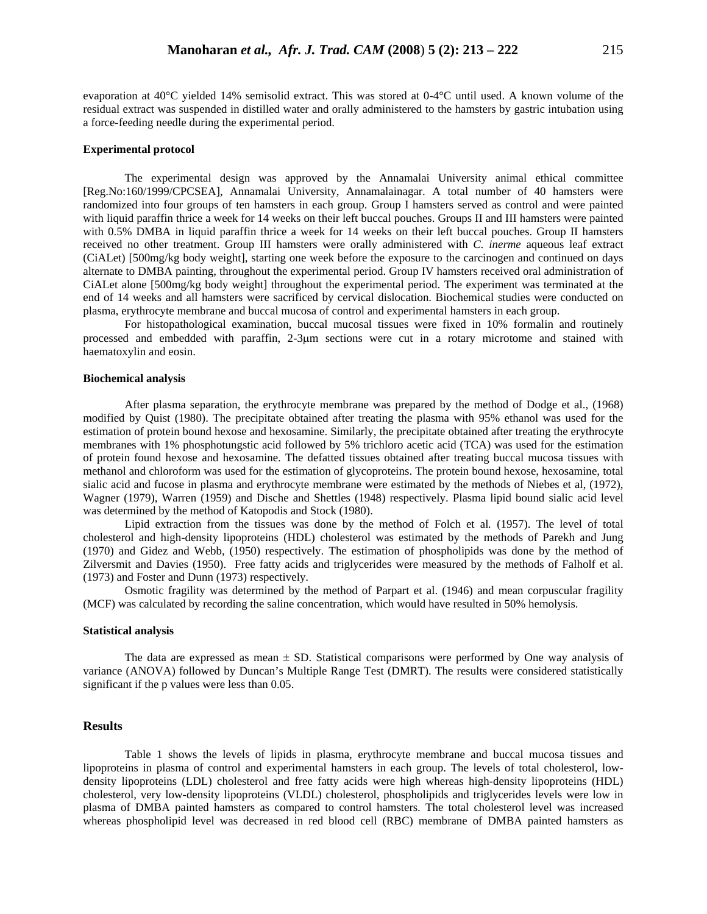evaporation at 40°C yielded 14% semisolid extract. This was stored at 0-4°C until used. A known volume of the residual extract was suspended in distilled water and orally administered to the hamsters by gastric intubation using a force-feeding needle during the experimental period.

#### Experimental protocol

The experimental design was approved by the Annamalai University animal ethical committee [Reg.No:160/1999/CPCSEA], Annamalai University, Annamalainagar. A total number of 40 hamsters were randomized into four groups of ten hamsters in each group. Group I hamsters served as control and were painted with liquid paraffin thrice a week for 14 weeks on their left buccal pouches. Groups II and III hamsters were painted with 0.5% DMBA in liquid paraffin thrice a week for 14 weeks on their left buccal pouches. Group II hamsters received no other treatment. Group III hamsters were orally administered with *C. inerme* aqueous leaf extract (CiALet) [500mg/kg body weight], starting one week before the exposure to the carcinogen and continued on days alternate to DMBA painting, throughout the experimental period. Group IV hamsters received oral administration of CiALet alone [500mg/kg body weight] throughout the experimental period. The experiment was terminated at the end of 14 weeks and all hamsters were sacrificed by cervical dislocation. Biochemical studies were conducted on plasma, erythrocyte membrane and buccal mucosa of control and experimental hamsters in each group.

For histopathological examination, buccal mucosal tissues were fixed in 10% formalin and routinely processed and embedded with paraffin, 2-3μm sections were cut in a rotary microtome and stained with haematoxylin and eosin.

#### Biochemical analysis

After plasma separation, the erythrocyte membrane was prepared by the method of Dodge et al., (1968) modified by Quist (1980). The precipitate obtained after treating the plasma with 95% ethanol was used for the estimation of protein bound hexose and hexosamine. Similarly, the precipitate obtained after treating the erythrocyte membranes with 1% phosphotungstic acid followed by 5% trichloro acetic acid (TCA) was used for the estimation of protein found hexose and hexosamine. The defatted tissues obtained after treating buccal mucosa tissues with methanol and chloroform was used for the estimation of glycoproteins. The protein bound hexose, hexosamine, total sialic acid and fucose in plasma and erythrocyte membrane were estimated by the methods of Niebes et al, (1972), Wagner (1979), Warren (1959) and Dische and Shettles (1948) respectively. Plasma lipid bound sialic acid level was determined by the method of Katopodis and Stock (1980).

Lipid extraction from the tissues was done by the method of Folch et al*.* (1957). The level of total cholesterol and high-density lipoproteins (HDL) cholesterol was estimated by the methods of Parekh and Jung (1970) and Gidez and Webb, (1950) respectively. The estimation of phospholipids was done by the method of Zilversmit and Davies (1950). Free fatty acids and triglycerides were measured by the methods of Falholf et al. (1973) and Foster and Dunn (1973) respectively.

Osmotic fragility was determined by the method of Parpart et al. (1946) and mean corpuscular fragility (MCF) was calculated by recording the saline concentration, which would have resulted in 50% hemolysis.

#### Statistical analysis

The data are expressed as mean ± SD. Statistical comparisons were performed by One way analysis of variance (ANOVA) followed by Duncan's Multiple Range Test (DMRT). The results were considered statistically significant if the p values were less than 0.05.

## Results

Table 1 shows the levels of lipids in plasma, erythrocyte membrane and buccal mucosa tissues and lipoproteins in plasma of control and experimental hamsters in each group. The levels of total cholesterol, low-density lipoproteins (LDL) cholesterol and free fatty acids were high whereas high-density lipoproteins (HDL) cholesterol, very low-density lipoproteins (VLDL) cholesterol, phospholipids and triglycerides levels were low in plasma of DMBA painted hamsters as compared to control hamsters. The total cholesterol level was increased whereas phospholipid level was decreased in red blood cell (RBC) membrane of DMBA painted hamsters as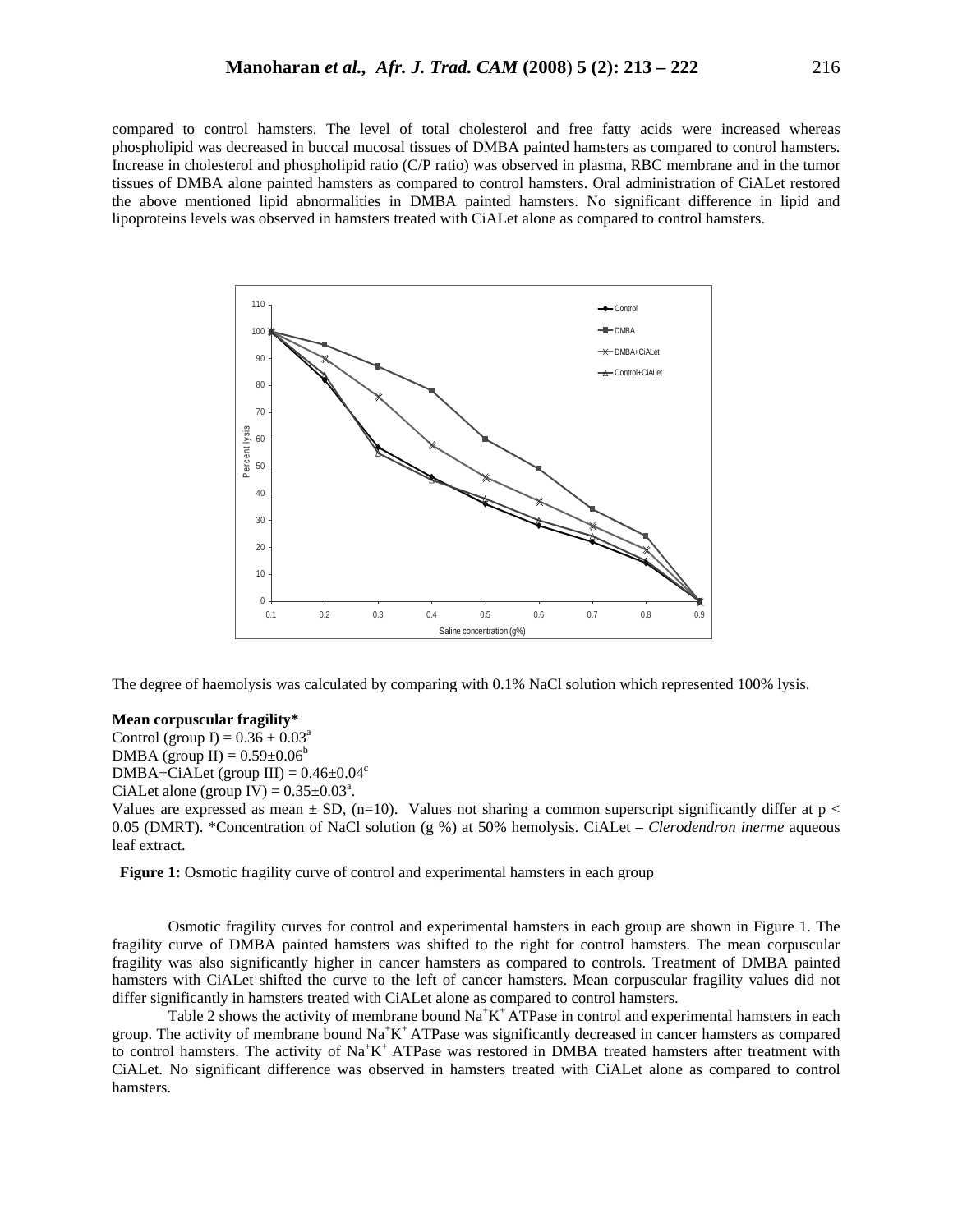compared to control hamsters. The level of total cholesterol and free fatty acids were increased whereas phospholipid was decreased in buccal mucosal tissues of DMBA painted hamsters as compared to control hamsters. Increase in cholesterol and phospholipid ratio (C/P ratio) was observed in plasma, RBC membrane and in the tumor tissues of DMBA alone painted hamsters as compared to control hamsters. Oral administration of CiALet restored the above mentioned lipid abnormalities in DMBA painted hamsters. No significant difference in lipid and lipoproteins levels was observed in hamsters treated with CiALet alone as compared to control hamsters.

The degree of haemolysis was calculated by comparing with 0.1% NaCl solution which represented 100% lysis.

**Mean corpuscular fragility***

Control (group I) = $0.36 \pm 0.03^{a}$

DMBA (group II) = $0.59 \pm 0.06^{b}$

DMBA+CiALet (group III) = $0.46 \pm 0.04^{c}$

CiALet alone (group IV) = $0.35 \pm 0.03^{a}$.

Values are expressed as mean ± SD, (n=10). Values not sharing a common superscript significantly differ at $p < 0.05$ (DMRT). *Concentration of NaCl solution (g %) at 50% hemolysis. CiALet – *Clerodendron inerme* aqueous leaf extract.

**Figure 1:** Osmotic fragility curve of control and experimental hamsters in each group

Osmotic fragility curves for control and experimental hamsters in each group are shown in Figure 1. The fragility curve of DMBA painted hamsters was shifted to the right for control hamsters. The mean corpuscular fragility was also significantly higher in cancer hamsters as compared to controls. Treatment of DMBA painted hamsters with CiALet shifted the curve to the left of cancer hamsters. Mean corpuscular fragility values did not differ significantly in hamsters treated with CiALet alone as compared to control hamsters.

Table 2 shows the activity of membrane bound $Na^{+}K^{+}$ ATPase in control and experimental hamsters in each group. The activity of membrane bound $Na^{+}K^{+}$ ATPase was significantly decreased in cancer hamsters as compared to control hamsters. The activity of $Na^{+}K^{+}$ ATPase was restored in DMBA treated hamsters after treatment with CiALet. No significant difference was observed in hamsters treated with CiALet alone as compared to control hamsters.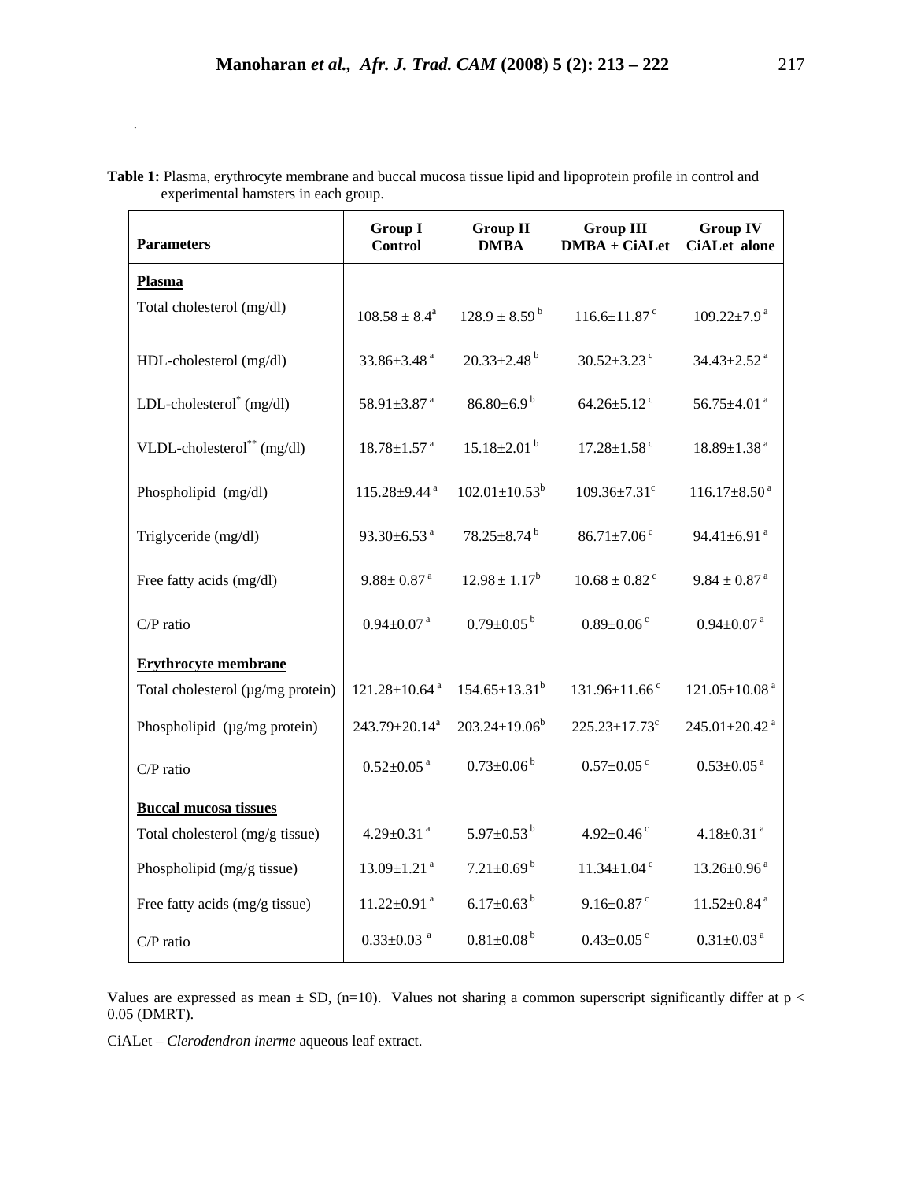**Table 1:** Plasma, erythrocyte membrane and buccal mucosa tissue lipid and lipoprotein profile in control and experimental hamsters in each group.

| Parameters | Group I Control | Group II DMBA | Group III DMBA + CiALet | Group IV CiALet alone |
|---|---|---|---|---|
| **Plasma** | | | | |
| Total cholesterol (mg/dl) | 108.58 ± 8.4[a] | 128.9 ± 8.59[b] | 116.6±11.87[c] | 109.22±7.9[a] |
| HDL-cholesterol (mg/dl) | 33.86±3.48[a] | 20.33±2.48[b] | 30.52±3.23[c] | 34.43±2.52[a] |
| LDL-cholesterol* (mg/dl) | 58.91±3.87[a] | 86.80±6.9[b] | 64.26±5.12[c] | 56.75±4.01[a] |
| VLDL-cholesterol** (mg/dl) | 18.78±1.57[a] | 15.18±2.01[b] | 17.28±1.58[c] | 18.89±1.38[a] |
| Phospholipid (mg/dl) | 115.28±9.44[a] | 102.01±10.53[b] | 109.36±7.31[c] | 116.17±8.50[a] |
| Triglyceride (mg/dl) | 93.30±6.53[a] | 78.25±8.74[b] | 86.71±7.06[c] | 94.41±6.91[a] |
| Free fatty acids (mg/dl) | 9.88± 0.87[a] | 12.98 ± 1.17[b] | 10.68 ± 0.82[c] | 9.84 ± 0.87[a] |
| C/P ratio | 0.94±0.07[a] | 0.79±0.05[b] | 0.89±0.06[c] | 0.94±0.07[a] |
| **Erythrocyte membrane** | | | | |
| Total cholesterol (μg/mg protein) | 121.28±10.64[a] | 154.65±13.31[b] | 131.96±11.66[c] | 121.05±10.08[a] |
| Phospholipid (μg/mg protein) | 243.79±20.14[a] | 203.24±19.06[b] | 225.23±17.73[c] | 245.01±20.42[a] |
| C/P ratio | 0.52±0.05[a] | 0.73±0.06[b] | 0.57±0.05[c] | 0.53±0.05[a] |
| **Buccal mucosa tissues** | | | | |
| Total cholesterol (mg/g tissue) | 4.29±0.31[a] | 5.97±0.53[b] | 4.92±0.46[c] | 4.18±0.31[a] |
| Phospholipid (mg/g tissue) | 13.09±1.21[a] | 7.21±0.69[b] | 11.34±1.04[c] | 13.26±0.96[a] |
| Free fatty acids (mg/g tissue) | 11.22±0.91[a] | 6.17±0.63[b] | 9.16±0.87[c] | 11.52±0.84[a] |
| C/P ratio | 0.33±0.03[a] | 0.81±0.08[b] | 0.43±0.05[c] | 0.31±0.03[a] |

Values are expressed as mean ± SD, (n=10). Values not sharing a common superscript significantly differ at $p < 0.05$ (DMRT).

CiALet – *Clerodendron inerme* aqueous leaf extract.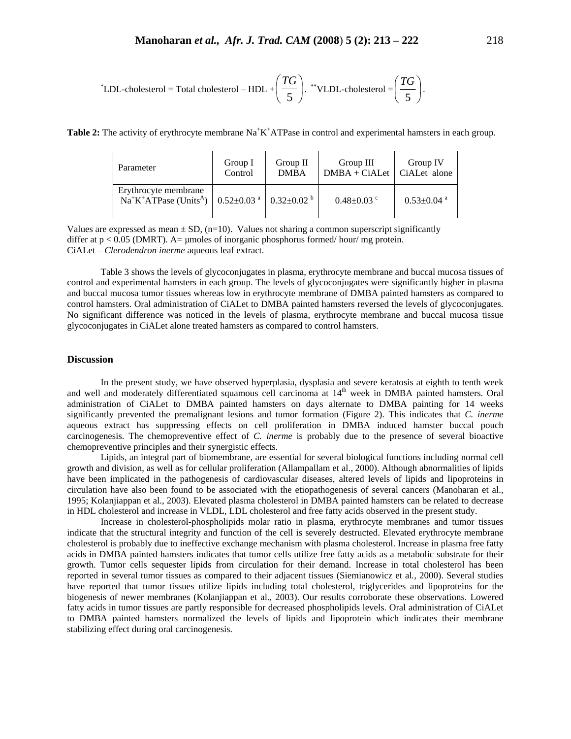$^{*}$LDL-cholesterol = Total cholesterol – HDL + $\left(\frac{TG}{5}\right)$. $^{**}$VLDL-cholesterol = $\left(\frac{TG}{5}\right)$.

**Table 2:** The activity of erythrocyte membrane $Na^{+}K^{+}$ATPase in control and experimental hamsters in each group.

| Parameter | Group I Control | Group II DMBA | Group III DMBA + CiALet | Group IV CiALet alone |
|---|---|---|---|---|
| Erythrocyte membrane $Na^{+}K^{+}$ATPase (Units$^{A}$) | 0.52±0.03 $^{a}$ | 0.32±0.02 $^{b}$ | 0.48±0.03 $^{c}$ | 0.53±0.04 $^{a}$ |

Values are expressed as mean ± SD, (n=10). Values not sharing a common superscript significantly differ at $p < 0.05$ (DMRT). A= µmoles of inorganic phosphorus formed/ hour/ mg protein.
CiALet – *Clerodendron inerme* aqueous leaf extract.

Table 3 shows the levels of glycoconjugates in plasma, erythrocyte membrane and buccal mucosa tissues of control and experimental hamsters in each group. The levels of glycoconjugates were significantly higher in plasma and buccal mucosa tumor tissues whereas low in erythrocyte membrane of DMBA painted hamsters as compared to control hamsters. Oral administration of CiALet to DMBA painted hamsters reversed the levels of glycoconjugates. No significant difference was noticed in the levels of plasma, erythrocyte membrane and buccal mucosa tissue glycoconjugates in CiALet alone treated hamsters as compared to control hamsters.

## Discussion

In the present study, we have observed hyperplasia, dysplasia and severe keratosis at eighth to tenth week and well and moderately differentiated squamous cell carcinoma at 14th week in DMBA painted hamsters. Oral administration of CiALet to DMBA painted hamsters on days alternate to DMBA painting for 14 weeks significantly prevented the premalignant lesions and tumor formation (Figure 2). This indicates that *C. inerme* aqueous extract has suppressing effects on cell proliferation in DMBA induced hamster buccal pouch carcinogenesis. The chemopreventive effect of *C. inerme* is probably due to the presence of several bioactive chemopreventive principles and their synergistic effects.

Lipids, an integral part of biomembrane, are essential for several biological functions including normal cell growth and division, as well as for cellular proliferation (Allampallam et al., 2000). Although abnormalities of lipids have been implicated in the pathogenesis of cardiovascular diseases, altered levels of lipids and lipoproteins in circulation have also been found to be associated with the etiopathogenesis of several cancers (Manoharan et al., 1995; Kolanjiappan et al., 2003). Elevated plasma cholesterol in DMBA painted hamsters can be related to decrease in HDL cholesterol and increase in VLDL, LDL cholesterol and free fatty acids observed in the present study.

Increase in cholesterol-phospholipids molar ratio in plasma, erythrocyte membranes and tumor tissues indicate that the structural integrity and function of the cell is severely destructed. Elevated erythrocyte membrane cholesterol is probably due to ineffective exchange mechanism with plasma cholesterol. Increase in plasma free fatty acids in DMBA painted hamsters indicates that tumor cells utilize free fatty acids as a metabolic substrate for their growth. Tumor cells sequester lipids from circulation for their demand. Increase in total cholesterol has been reported in several tumor tissues as compared to their adjacent tissues (Siemianowicz et al., 2000). Several studies have reported that tumor tissues utilize lipids including total cholesterol, triglycerides and lipoproteins for the biogenesis of newer membranes (Kolanjiappan et al., 2003). Our results corroborate these observations. Lowered fatty acids in tumor tissues are partly responsible for decreased phospholipids levels. Oral administration of CiALet to DMBA painted hamsters normalized the levels of lipids and lipoprotein which indicates their membrane stabilizing effect during oral carcinogenesis.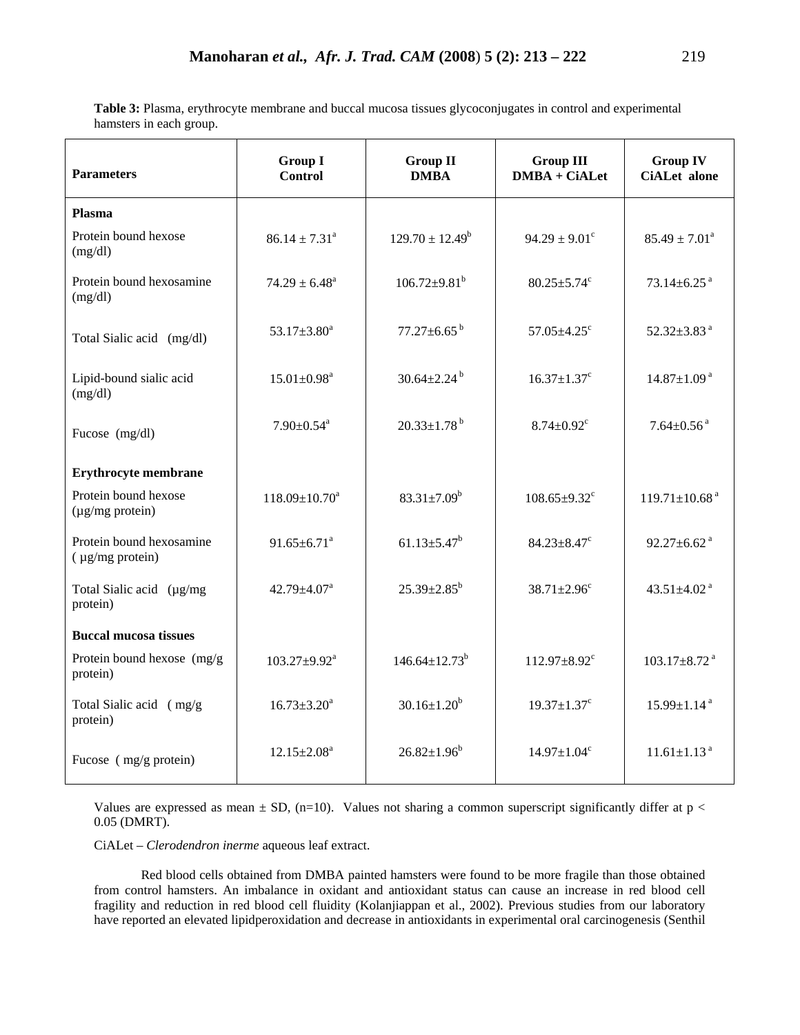**Table 3:** Plasma, erythrocyte membrane and buccal mucosa tissues glycoconjugates in control and experimental hamsters in each group.

| Parameters | Group I Control | Group II DMBA | Group III DMBA + CiALet | Group IV CiALet alone |
|---|---|---|---|---|
| **Plasma** | | | | |
| Protein bound hexose (mg/dl) | 86.14 ± 7.31[a] | 129.70 ± 12.49[b] | 94.29 ± 9.01[c] | 85.49 ± 7.01[a] |
| Protein bound hexosamine (mg/dl) | 74.29 ± 6.48[a] | 106.72±9.81[b] | 80.25±5.74[c] | 73.14±6.25[a] |
| Total Sialic acid (mg/dl) | 53.17±3.80[a] | 77.27±6.65[b] | 57.05±4.25[c] | 52.32±3.83[a] |
| Lipid-bound sialic acid (mg/dl) | 15.01±0.98[a] | 30.64±2.24[b] | 16.37±1.37[c] | 14.87±1.09[a] |
| Fucose (mg/dl) | 7.90±0.54[a] | 20.33±1.78[b] | 8.74±0.92[c] | 7.64±0.56[a] |
| **Erythrocyte membrane** | | | | |
| Protein bound hexose (µg/mg protein) | 118.09±10.70[a] | 83.31±7.09[b] | 108.65±9.32[c] | 119.71±10.68[a] |
| Protein bound hexosamine ( µg/mg protein) | 91.65±6.71[a] | 61.13±5.47[b] | 84.23±8.47[c] | 92.27±6.62[a] |
| Total Sialic acid (µg/mg protein) | 42.79±4.07[a] | 25.39±2.85[b] | 38.71±2.96[c] | 43.51±4.02[a] |
| **Buccal mucosa tissues** | | | | |
| Protein bound hexose (mg/g protein) | 103.27±9.92[a] | 146.64±12.73[b] | 112.97±8.92[c] | 103.17±8.72[a] |
| Total Sialic acid ( mg/g protein) | 16.73±3.20[a] | 30.16±1.20[b] | 19.37±1.37[c] | 15.99±1.14[a] |
| Fucose ( mg/g protein) | 12.15±2.08[a] | 26.82±1.96[b] | 14.97±1.04[c] | 11.61±1.13[a] |

Values are expressed as mean ± SD, (n=10). Values not sharing a common superscript significantly differ at $p < 0.05$ (DMRT).

CiALet – *Clerodendron inerme* aqueous leaf extract.

Red blood cells obtained from DMBA painted hamsters were found to be more fragile than those obtained from control hamsters. An imbalance in oxidant and antioxidant status can cause an increase in red blood cell fragility and reduction in red blood cell fluidity (Kolanjiappan et al., 2002). Previous studies from our laboratory have reported an elevated lipidperoxidation and decrease in antioxidants in experimental oral carcinogenesis (Senthil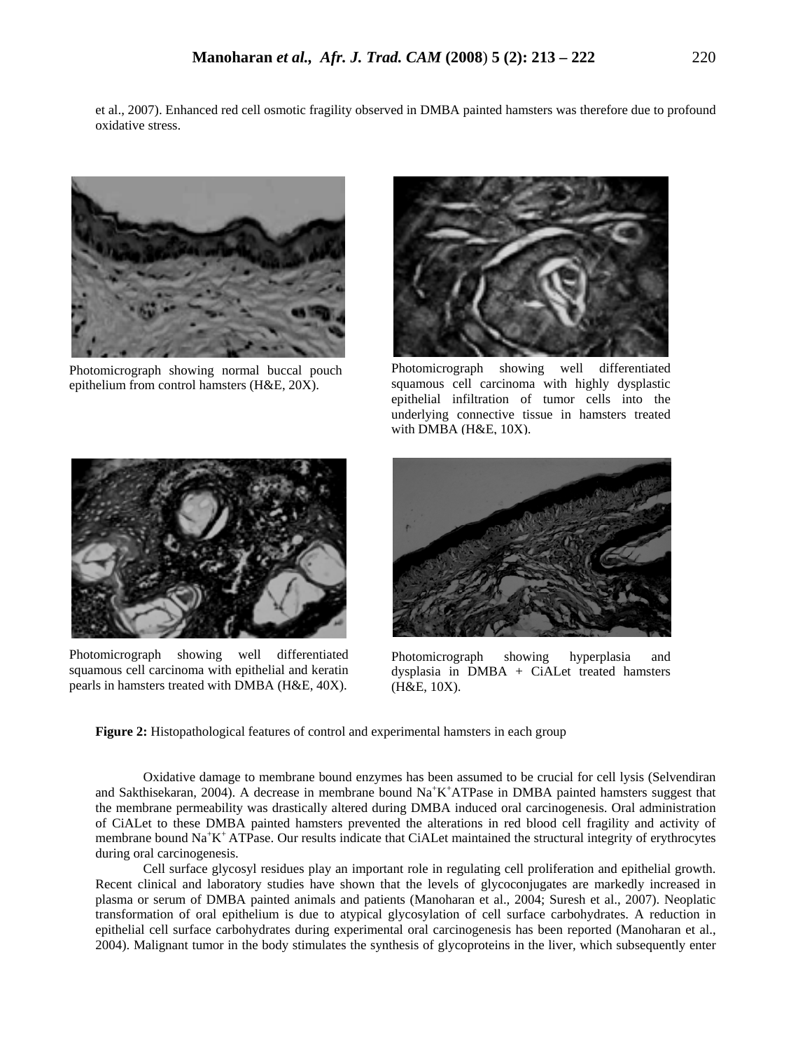et al., 2007). Enhanced red cell osmotic fragility observed in DMBA painted hamsters was therefore due to profound oxidative stress.

Photomicrograph showing normal buccal pouch epithelium from control hamsters (H&E, 20X).

Photomicrograph showing well differentiated squamous cell carcinoma with highly dysplastic epithelial infiltration of tumor cells into the underlying connective tissue in hamsters treated with DMBA (H&E, 10X).

Photomicrograph showing well differentiated squamous cell carcinoma with epithelial and keratin pearls in hamsters treated with DMBA (H&E, 40X).

Photomicrograph showing hyperplasia and dysplasia in DMBA + CiALet treated hamsters (H&E, 10X).

**Figure 2:** Histopathological features of control and experimental hamsters in each group

Oxidative damage to membrane bound enzymes has been assumed to be crucial for cell lysis (Selvendiran and Sakthisekaran, 2004). A decrease in membrane bound $Na^{+}K^{+}$ATPase in DMBA painted hamsters suggest that the membrane permeability was drastically altered during DMBA induced oral carcinogenesis. Oral administration of CiALet to these DMBA painted hamsters prevented the alterations in red blood cell fragility and activity of membrane bound $Na^{+}K^{+}$ ATPase. Our results indicate that CiALet maintained the structural integrity of erythrocytes during oral carcinogenesis.

Cell surface glycosyl residues play an important role in regulating cell proliferation and epithelial growth. Recent clinical and laboratory studies have shown that the levels of glycoconjugates are markedly increased in plasma or serum of DMBA painted animals and patients (Manoharan et al., 2004; Suresh et al., 2007). Neoplatic transformation of oral epithelium is due to atypical glycosylation of cell surface carbohydrates. A reduction in epithelial cell surface carbohydrates during experimental oral carcinogenesis has been reported (Manoharan et al., 2004). Malignant tumor in the body stimulates the synthesis of glycoproteins in the liver, which subsequently enter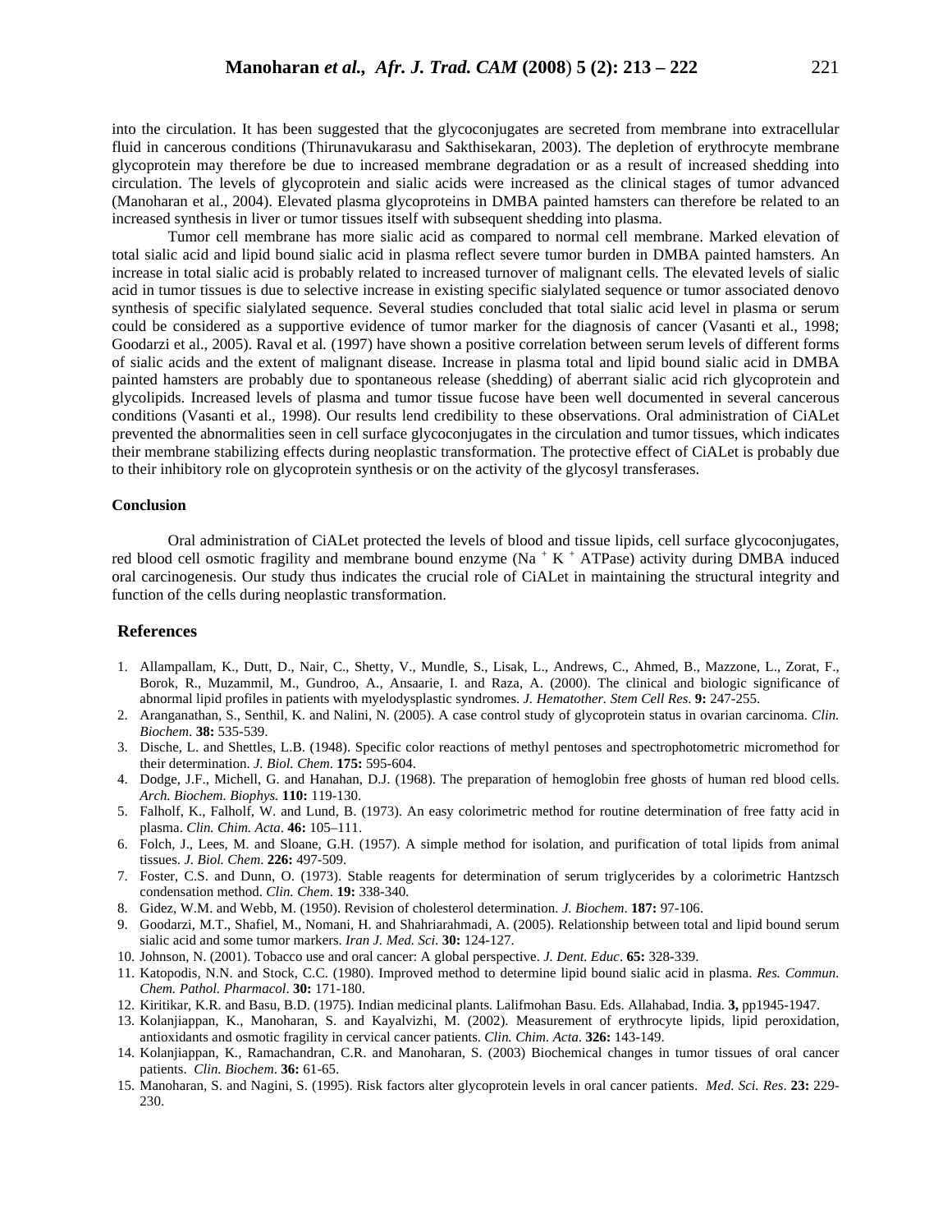into the circulation. It has been suggested that the glycoconjugates are secreted from membrane into extracellular fluid in cancerous conditions (Thirunavukarasu and Sakthisekaran, 2003). The depletion of erythrocyte membrane glycoprotein may therefore be due to increased membrane degradation or as a result of increased shedding into circulation. The levels of glycoprotein and sialic acids were increased as the clinical stages of tumor advanced (Manoharan et al., 2004). Elevated plasma glycoproteins in DMBA painted hamsters can therefore be related to an increased synthesis in liver or tumor tissues itself with subsequent shedding into plasma.

Tumor cell membrane has more sialic acid as compared to normal cell membrane. Marked elevation of total sialic acid and lipid bound sialic acid in plasma reflect severe tumor burden in DMBA painted hamsters. An increase in total sialic acid is probably related to increased turnover of malignant cells. The elevated levels of sialic acid in tumor tissues is due to selective increase in existing specific sialylated sequence or tumor associated denovo synthesis of specific sialylated sequence. Several studies concluded that total sialic acid level in plasma or serum could be considered as a supportive evidence of tumor marker for the diagnosis of cancer (Vasanti et al., 1998; Goodarzi et al., 2005). Raval et al. (1997) have shown a positive correlation between serum levels of different forms of sialic acids and the extent of malignant disease. Increase in plasma total and lipid bound sialic acid in DMBA painted hamsters are probably due to spontaneous release (shedding) of aberrant sialic acid rich glycoprotein and glycolipids. Increased levels of plasma and tumor tissue fucose have been well documented in several cancerous conditions (Vasanti et al., 1998). Our results lend credibility to these observations. Oral administration of CiALet prevented the abnormalities seen in cell surface glycoconjugates in the circulation and tumor tissues, which indicates their membrane stabilizing effects during neoplastic transformation. The protective effect of CiALet is probably due to their inhibitory role on glycoprotein synthesis or on the activity of the glycosyl transferases.

### Conclusion

Oral administration of CiALet protected the levels of blood and tissue lipids, cell surface glycoconjugates, red blood cell osmotic fragility and membrane bound enzyme ($Na^+ K^+$ ATPase) activity during DMBA induced oral carcinogenesis. Our study thus indicates the crucial role of CiALet in maintaining the structural integrity and function of the cells during neoplastic transformation.

## References

1. Allampallam, K., Dutt, D., Nair, C., Shetty, V., Mundle, S., Lisak, L., Andrews, C., Ahmed, B., Mazzone, L., Zorat, F., Borok, R., Muzammil, M., Gundroo, A., Ansaarie, I. and Raza, A. (2000). The clinical and biologic significance of abnormal lipid profiles in patients with myelodysplastic syndromes. *J. Hematother. Stem Cell Res*. **9:** 247-255.
2. Aranganathan, S., Senthil, K. and Nalini, N. (2005). A case control study of glycoprotein status in ovarian carcinoma. *Clin. Biochem*. **38:** 535-539.
3. Dische, L. and Shettles, L.B. (1948). Specific color reactions of methyl pentoses and spectrophotometric micromethod for their determination. *J. Biol. Chem*. **175:** 595-604.
4. Dodge, J.F., Michell, G. and Hanahan, D.J. (1968). The preparation of hemoglobin free ghosts of human red blood cells. *Arch. Biochem. Biophys*. **110:** 119-130.
5. Falholf, K., Falholf, W. and Lund, B. (1973). An easy colorimetric method for routine determination of free fatty acid in plasma. *Clin. Chim. Acta*. **46:** 105–111.
6. Folch, J., Lees, M. and Sloane, G.H. (1957). A simple method for isolation, and purification of total lipids from animal tissues. *J. Biol. Chem*. **226:** 497-509.
7. Foster, C.S. and Dunn, O. (1973). Stable reagents for determination of serum triglycerides by a colorimetric Hantzsch condensation method. *Clin. Chem*. **19:** 338-340.
8. Gidez, W.M. and Webb, M. (1950). Revision of cholesterol determination. *J. Biochem*. **187:** 97-106.
9. Goodarzi, M.T., Shafiel, M., Nomani, H. and Shahriarahmadi, A. (2005). Relationship between total and lipid bound serum sialic acid and some tumor markers. *Iran J. Med. Sci*. **30:** 124-127.
10. Johnson, N. (2001). Tobacco use and oral cancer: A global perspective. *J. Dent. Educ*. **65:** 328-339.
11. Katopodis, N.N. and Stock, C.C. (1980). Improved method to determine lipid bound sialic acid in plasma. *Res. Commun. Chem. Pathol. Pharmacol*. **30:** 171-180.
12. Kiritikar, K.R. and Basu, B.D. (1975). Indian medicinal plants. Lalifmohan Basu. Eds. Allahabad, India. **3,** pp1945-1947.
13. Kolanjiappan, K., Manoharan, S. and Kayalvizhi, M. (2002). Measurement of erythrocyte lipids, lipid peroxidation, antioxidants and osmotic fragility in cervical cancer patients. *Clin. Chim. Acta*. **326:** 143-149.
14. Kolanjiappan, K., Ramachandran, C.R. and Manoharan, S. (2003) Biochemical changes in tumor tissues of oral cancer patients. *Clin. Biochem*. **36:** 61-65.
15. Manoharan, S. and Nagini, S. (1995). Risk factors alter glycoprotein levels in oral cancer patients. *Med. Sci. Res*. **23:** 229-230.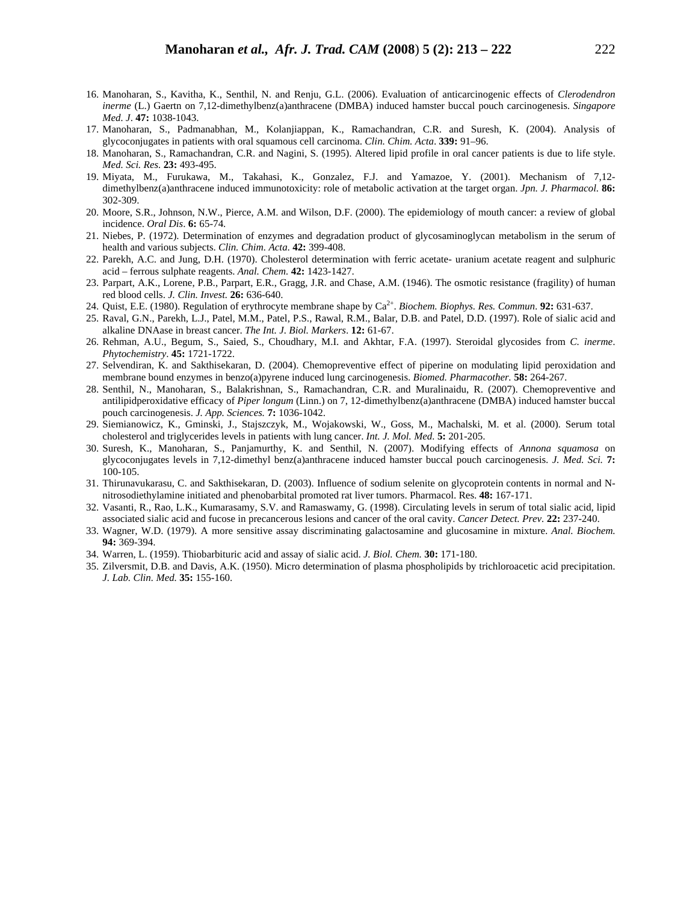16. Manoharan, S., Kavitha, K., Senthil, N. and Renju, G.L. (2006). Evaluation of anticarcinogenic effects of *Clerodendron inerme* (L.) Gaertn on 7,12-dimethylbenz(a)anthracene (DMBA) induced hamster buccal pouch carcinogenesis. *Singapore Med. J*. **47:** 1038-1043.
17. Manoharan, S., Padmanabhan, M., Kolanjiappan, K., Ramachandran, C.R. and Suresh, K. (2004). Analysis of glycoconjugates in patients with oral squamous cell carcinoma. *Clin. Chim. Acta*. **339:** 91–96.
18. Manoharan, S., Ramachandran, C.R. and Nagini, S. (1995). Altered lipid profile in oral cancer patients is due to life style. *Med. Sci. Res.* **23:** 493-495.
19. Miyata, M., Furukawa, M., Takahasi, K., Gonzalez, F.J. and Yamazoe, Y. (2001). Mechanism of 7,12-dimethylbenz(a)anthracene induced immunotoxicity: role of metabolic activation at the target organ. *Jpn. J. Pharmacol.* **86:** 302-309.
20. Moore, S.R., Johnson, N.W., Pierce, A.M. and Wilson, D.F. (2000). The epidemiology of mouth cancer: a review of global incidence. *Oral Dis*. **6:** 65-74.
21. Niebes, P. (1972). Determination of enzymes and degradation product of glycosaminoglycan metabolism in the serum of health and various subjects. *Clin. Chim. Acta*. **42:** 399-408.
22. Parekh, A.C. and Jung, D.H. (1970). Cholesterol determination with ferric acetate- uranium acetate reagent and sulphuric acid – ferrous sulphate reagents. *Anal. Chem.* **42:** 1423-1427.
23. Parpart, A.K., Lorene, P.B., Parpart, E.R., Gragg, J.R. and Chase, A.M. (1946). The osmotic resistance (fragility) of human red blood cells. *J. Clin. Invest.* **26:** 636-640.
24. Quist, E.E. (1980). Regulation of erythrocyte membrane shape by $Ca^{2+}$. *Biochem. Biophys. Res. Commun*. **92:** 631-637.
25. Raval, G.N., Parekh, L.J., Patel, M.M., Patel, P.S., Rawal, R.M., Balar, D.B. and Patel, D.D. (1997). Role of sialic acid and alkaline DNAase in breast cancer. *The Int. J. Biol. Markers*. **12:** 61-67.
26. Rehman, A.U., Begum, S., Saied, S., Choudhary, M.I. and Akhtar, F.A. (1997). Steroidal glycosides from *C. inerme*. *Phytochemistry*. **45:** 1721-1722.
27. Selvendiran, K. and Sakthisekaran, D. (2004). Chemopreventive effect of piperine on modulating lipid peroxidation and membrane bound enzymes in benzo(a)pyrene induced lung carcinogenesis. *Biomed. Pharmacother.* **58:** 264-267.
28. Senthil, N., Manoharan, S., Balakrishnan, S., Ramachandran, C.R. and Muralinaidu, R. (2007). Chemopreventive and antilipidperoxidative efficacy of *Piper longum* (Linn.) on 7, 12-dimethylbenz(a)anthracene (DMBA) induced hamster buccal pouch carcinogenesis. *J. App. Sciences.* **7:** 1036-1042.
29. Siemianowicz, K., Gminski, J., Stajszczyk, M., Wojakowski, W., Goss, M., Machalski, M. et al. (2000). Serum total cholesterol and triglycerides levels in patients with lung cancer. *Int. J. Mol. Med.* **5:** 201-205.
30. Suresh, K., Manoharan, S., Panjamurthy, K. and Senthil, N. (2007). Modifying effects of *Annona squamosa* on glycoconjugates levels in 7,12-dimethyl benz(a)anthracene induced hamster buccal pouch carcinogenesis. *J. Med. Sci.* **7:** 100-105.
31. Thirunavukarasu, C. and Sakthisekaran, D. (2003). Influence of sodium selenite on glycoprotein contents in normal and N-nitrosodiethylamine initiated and phenobarbital promoted rat liver tumors. Pharmacol. Res. **48:** 167-171.
32. Vasanti, R., Rao, L.K., Kumarasamy, S.V. and Ramaswamy, G. (1998). Circulating levels in serum of total sialic acid, lipid associated sialic acid and fucose in precancerous lesions and cancer of the oral cavity. *Cancer Detect. Prev.* **22:** 237-240.
33. Wagner, W.D. (1979). A more sensitive assay discriminating galactosamine and glucosamine in mixture. *Anal. Biochem.* **94:** 369-394.
34. Warren, L. (1959). Thiobarbituric acid and assay of sialic acid. *J. Biol. Chem.* **30:** 171-180.
35. Zilversmit, D.B. and Davis, A.K. (1950). Micro determination of plasma phospholipids by trichloroacetic acid precipitation. *J. Lab. Clin. Med.* **35:** 155-160.